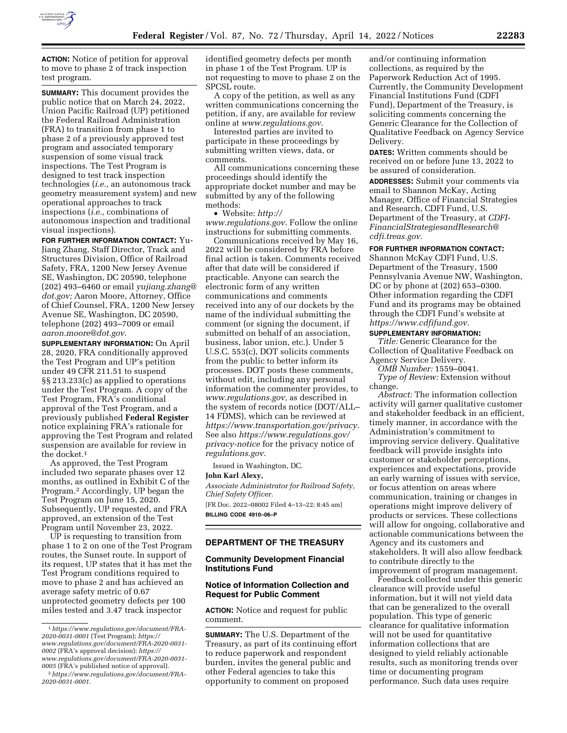**ACTION:** Notice of petition for approval to move to phase 2 of track inspection test program.

**SUMMARY:** This document provides the public notice that on March 24, 2022, Union Pacific Railroad (UP) petitioned the Federal Railroad Administration (FRA) to transition from phase 1 to phase 2 of a previously approved test program and associated temporary suspension of some visual track inspections. The Test Program is designed to test track inspection technologies (*i.e.,* an autonomous track geometry measurement system) and new operational approaches to track inspections (*i.e.,* combinations of autonomous inspection and traditional visual inspections).

**FOR FURTHER INFORMATION CONTACT:** Yu-Jiang Zhang, Staff Director, Track and Structures Division, Office of Railroad Safety, FRA, 1200 New Jersey Avenue SE, Washington, DC 20590, telephone (202) 493–6460 or email *yujiang.zhang@dot.gov;* Aaron Moore, Attorney, Office of Chief Counsel, FRA, 1200 New Jersey Avenue SE, Washington, DC 20590, telephone (202) 493–7009 or email *aaron.moore@dot.gov*.

**SUPPLEMENTARY INFORMATION:** On April 28, 2020, FRA conditionally approved the Test Program and UP's petition under 49 CFR 211.51 to suspend §§ 213.233(c) as applied to operations under the Test Program. A copy of the Test Program, FRA's conditional approval of the Test Program, and a previously published **Federal Register** notice explaining FRA's rationale for approving the Test Program and related suspension are available for review in the docket.[1]

As approved, the Test Program included two separate phases over 12 months, as outlined in Exhibit C of the Program.[2] Accordingly, UP began the Test Program on June 15, 2020. Subsequently, UP requested, and FRA approved, an extension of the Test Program until November 23, 2022.

UP is requesting to transition from phase 1 to 2 on one of the Test Program routes, the Sunset route. In support of its request, UP states that it has met the Test Program conditions required to move to phase 2 and has achieved an average safety metric of 0.67 unprotected geometry defects per 100 miles tested and 3.47 track inspector identified geometry defects per month in phase 1 of the Test Program. UP is not requesting to move to phase 2 on the SPCSL route.

A copy of the petition, as well as any written communications concerning the petition, if any, are available for review online at *www.regulations.gov*.

Interested parties are invited to participate in these proceedings by submitting written views, data, or comments.

All communications concerning these proceedings should identify the appropriate docket number and may be submitted by any of the following methods:

- Website: *http://www.regulations.gov*. Follow the online instructions for submitting comments.

Communications received by May 16, 2022 will be considered by FRA before final action is taken. Comments received after that date will be considered if practicable. Anyone can search the electronic form of any written communications and comments received into any of our dockets by the name of the individual submitting the comment (or signing the document, if submitted on behalf of an association, business, labor union, etc.). Under 5 U.S.C. 553(c), DOT solicits comments from the public to better inform its processes. DOT posts these comments, without edit, including any personal information the commenter provides, to *www.regulations.gov,* as described in the system of records notice (DOT/ALL–14 FDMS), which can be reviewed at *https://www.transportation.gov/privacy*. See also *https://www.regulations.gov/privacy-notice* for the privacy notice of *regulations.gov*.

Issued in Washington, DC.

**John Karl Alexy,**

*Associate Administrator for Railroad Safety, Chief Safety Officer.*

[FR Doc. 2022–08002 Filed 4–13–22; 8:45 am]

**BILLING CODE 4910–06–P**

[1] *https://www.regulations.gov/document/FRA-2020-0031-0001* (Test Program); *https://www.regulations.gov/document/FRA-2020-0031-0002* (FRA's approval decision); *https://www.regulations.gov/document/FRA-2020-0031-0005* (FRA's published notice of approval).

[2] *https://www.regulations.gov/document/FRA-2020-0031-0001.*

## DEPARTMENT OF THE TREASURY

### Community Development Financial Institutions Fund

### Notice of Information Collection and Request for Public Comment

**ACTION:** Notice and request for public comment.

**SUMMARY:** The U.S. Department of the Treasury, as part of its continuing effort to reduce paperwork and respondent burden, invites the general public and other Federal agencies to take this opportunity to comment on proposed and/or continuing information collections, as required by the Paperwork Reduction Act of 1995. Currently, the Community Development Financial Institutions Fund (CDFI Fund), Department of the Treasury, is soliciting comments concerning the Generic Clearance for the Collection of Qualitative Feedback on Agency Service Delivery.

**DATES:** Written comments should be received on or before June 13, 2022 to be assured of consideration.

**ADDRESSES:** Submit your comments via email to Shannon McKay, Acting Manager, Office of Financial Strategies and Research, CDFI Fund, U.S. Department of the Treasury, at *CDFI-FinancialStrategiesandResearch@cdfi.treas.gov.*

**FOR FURTHER INFORMATION CONTACT:** Shannon McKay CDFI Fund, U.S. Department of the Treasury, 1500 Pennsylvania Avenue NW, Washington, DC or by phone at (202) 653–0300. Other information regarding the CDFI Fund and its programs may be obtained through the CDFI Fund's website at *https://www.cdfifund.gov.*

**SUPPLEMENTARY INFORMATION:**

*Title:* Generic Clearance for the Collection of Qualitative Feedback on Agency Service Delivery.

*OMB Number:* 1559–0041.

*Type of Review:* Extension without change.

*Abstract:* The information collection activity will garner qualitative customer and stakeholder feedback in an efficient, timely manner, in accordance with the Administration's commitment to improving service delivery. Qualitative feedback will provide insights into customer or stakeholder perceptions, experiences and expectations, provide an early warning of issues with service, or focus attention on areas where communication, training or changes in operations might improve delivery of products or services. These collections will allow for ongoing, collaborative and actionable communications between the Agency and its customers and stakeholders. It will also allow feedback to contribute directly to the improvement of program management.

Feedback collected under this generic clearance will provide useful information, but it will not yield data that can be generalized to the overall population. This type of generic clearance for qualitative information will not be used for quantitative information collections that are designed to yield reliably actionable results, such as monitoring trends over time or documenting program performance. Such data uses require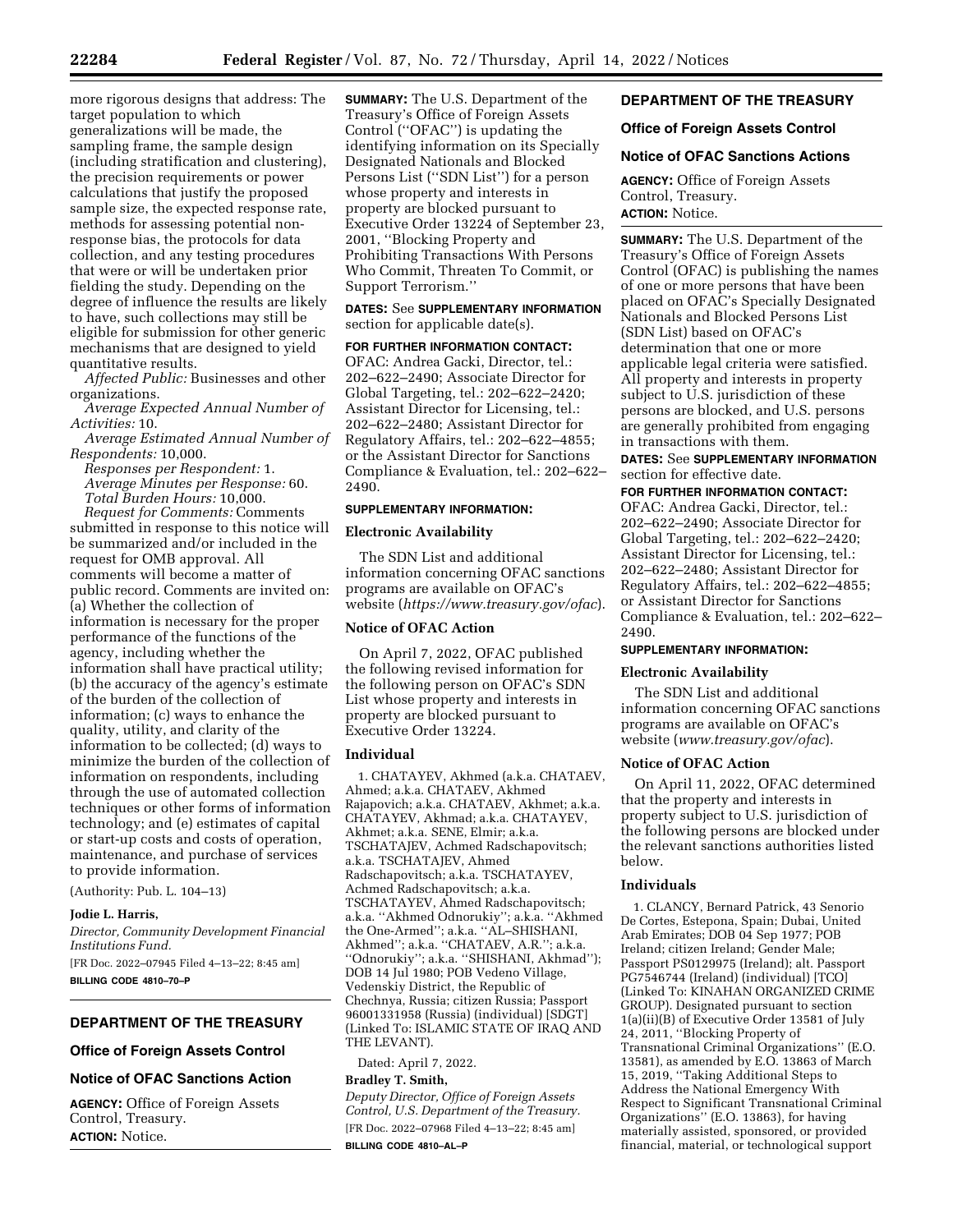more rigorous designs that address: The target population to which generalizations will be made, the sampling frame, the sample design (including stratification and clustering), the precision requirements or power calculations that justify the proposed sample size, the expected response rate, methods for assessing potential non-response bias, the protocols for data collection, and any testing procedures that were or will be undertaken prior fielding the study. Depending on the degree of influence the results are likely to have, such collections may still be eligible for submission for other generic mechanisms that are designed to yield quantitative results.

*Affected Public:* Businesses and other organizations.

*Average Expected Annual Number of Activities:* 10.

*Average Estimated Annual Number of Respondents:* 10,000.

*Responses per Respondent:* 1.

*Average Minutes per Response:* 60.

*Total Burden Hours:* 10,000.

*Request for Comments:* Comments submitted in response to this notice will be summarized and/or included in the request for OMB approval. All comments will become a matter of public record. Comments are invited on: (a) Whether the collection of information is necessary for the proper performance of the functions of the agency, including whether the information shall have practical utility; (b) the accuracy of the agency's estimate of the burden of the collection of information; (c) ways to enhance the quality, utility, and clarity of the information to be collected; (d) ways to minimize the burden of the collection of information on respondents, including through the use of automated collection techniques or other forms of information technology; and (e) estimates of capital or start-up costs and costs of operation, maintenance, and purchase of services to provide information.

(Authority: Pub. L. 104–13)

**Jodie L. Harris,**

*Director, Community Development Financial Institutions Fund.*

[FR Doc. 2022–07945 Filed 4–13–22; 8:45 am]

**BILLING CODE 4810–70–P**

---

## DEPARTMENT OF THE TREASURY

### Office of Foreign Assets Control

### Notice of OFAC Sanctions Action

**AGENCY:** Office of Foreign Assets Control, Treasury.

**ACTION:** Notice.

**SUMMARY:** The U.S. Department of the Treasury's Office of Foreign Assets Control (''OFAC'') is updating the identifying information on its Specially Designated Nationals and Blocked Persons List (''SDN List'') for a person whose property and interests in property are blocked pursuant to Executive Order 13224 of September 23, 2001, ''Blocking Property and Prohibiting Transactions With Persons Who Commit, Threaten To Commit, or Support Terrorism.''

**DATES:** See **SUPPLEMENTARY INFORMATION** section for applicable date(s).

**FOR FURTHER INFORMATION CONTACT:** OFAC: Andrea Gacki, Director, tel.: 202–622–2490; Associate Director for Global Targeting, tel.: 202–622–2420; Assistant Director for Licensing, tel.: 202–622–2480; Assistant Director for Regulatory Affairs, tel.: 202–622–4855; or the Assistant Director for Sanctions Compliance & Evaluation, tel.: 202–622–2490.

**SUPPLEMENTARY INFORMATION:**

#### Electronic Availability

The SDN List and additional information concerning OFAC sanctions programs are available on OFAC's website (*https://www.treasury.gov/ofac*).

#### Notice of OFAC Action

On April 7, 2022, OFAC published the following revised information for the following person on OFAC's SDN List whose property and interests in property are blocked pursuant to Executive Order 13224.

#### Individual

1. CHATAYEV, Akhmed (a.k.a. CHATAEV, Ahmed; a.k.a. CHATAEV, Akhmed Rajapovich; a.k.a. CHATAEV, Akhmet; a.k.a. CHATAYEV, Akhmad; a.k.a. CHATAYEV, Akhmet; a.k.a. SENE, Elmir; a.k.a. TSCHATAJEV, Achmed Radschapovitsch; a.k.a. TSCHATAJEV, Ahmed Radschapovitsch; a.k.a. TSCHATAYEV, Achmed Radschapovitsch; a.k.a. TSCHATAYEV, Ahmed Radschapovitsch; a.k.a. ''Akhmed Odnorukiy''; a.k.a. ''Akhmed the One-Armed''; a.k.a. ''AL–SHISHANI, Akhmed''; a.k.a. ''CHATAEV, A.R.''; a.k.a. ''Odnorukiy''; a.k.a. ''SHISHANI, Akhmad''); DOB 14 Jul 1980; POB Vedeno Village, Vedenskiy District, the Republic of Chechnya, Russia; citizen Russia; Passport 96001331958 (Russia) (individual) [SDGT] (Linked To: ISLAMIC STATE OF IRAQ AND THE LEVANT).

Dated: April 7, 2022.

**Bradley T. Smith,**

*Deputy Director, Office of Foreign Assets Control, U.S. Department of the Treasury.*

[FR Doc. 2022–07968 Filed 4–13–22; 8:45 am]

**BILLING CODE 4810–AL–P**

---

## DEPARTMENT OF THE TREASURY

### Office of Foreign Assets Control

### Notice of OFAC Sanctions Actions

**AGENCY:** Office of Foreign Assets Control, Treasury.

**ACTION:** Notice.

**SUMMARY:** The U.S. Department of the Treasury's Office of Foreign Assets Control (OFAC) is publishing the names of one or more persons that have been placed on OFAC's Specially Designated Nationals and Blocked Persons List (SDN List) based on OFAC's determination that one or more applicable legal criteria were satisfied. All property and interests in property subject to U.S. jurisdiction of these persons are blocked, and U.S. persons are generally prohibited from engaging in transactions with them.

**DATES:** See **SUPPLEMENTARY INFORMATION** section for effective date.

**FOR FURTHER INFORMATION CONTACT:** OFAC: Andrea Gacki, Director, tel.: 202–622–2490; Associate Director for Global Targeting, tel.: 202–622–2420; Assistant Director for Licensing, tel.: 202–622–2480; Assistant Director for Regulatory Affairs, tel.: 202–622–4855; or Assistant Director for Sanctions Compliance & Evaluation, tel.: 202–622–2490.

**SUPPLEMENTARY INFORMATION:**

#### Electronic Availability

The SDN List and additional information concerning OFAC sanctions programs are available on OFAC's website (*www.treasury.gov/ofac*).

#### Notice of OFAC Action

On April 11, 2022, OFAC determined that the property and interests in property subject to U.S. jurisdiction of the following persons are blocked under the relevant sanctions authorities listed below.

#### Individuals

1. CLANCY, Bernard Patrick, 43 Senorio De Cortes, Estepona, Spain; Dubai, United Arab Emirates; DOB 04 Sep 1977; POB Ireland; citizen Ireland; Gender Male; Passport PS0129975 (Ireland); alt. Passport PG7546744 (Ireland) (individual) [TCO] (Linked To: KINAHAN ORGANIZED CRIME GROUP). Designated pursuant to section 1(a)(ii)(B) of Executive Order 13581 of July 24, 2011, ''Blocking Property of Transnational Criminal Organizations'' (E.O. 13581), as amended by E.O. 13863 of March 15, 2019, ''Taking Additional Steps to Address the National Emergency With Respect to Significant Transnational Criminal Organizations'' (E.O. 13863), for having materially assisted, sponsored, or provided financial, material, or technological support